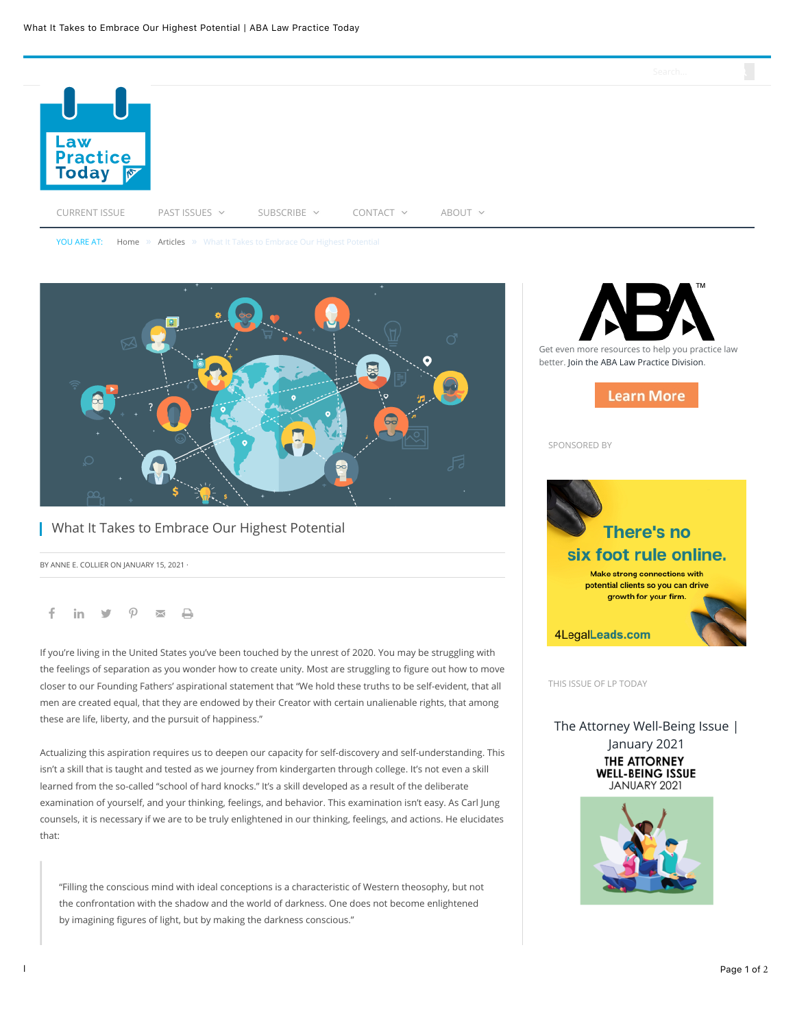CURRENT ISSUE PAST ISSUES SUBSCRIBE CONTACT ABOUT

YOU ARE AT: Home » Articles » What It Takes to Embrace Our Highest Potential

# What It Takes to Embrace Our Highest Potential

BY ANNE E. COLLIER ON JANUARY 15, 2021 ·

If you're living in the United States you've been touched by the unrest of 2020. You may be struggling with the feelings of separation as you wonder how to create unity. Most are struggling to figure out how to move closer to our Founding Fathers' aspirational statement that "We hold these truths to be self-evident, that all men are created equal, that they are endowed by their Creator with certain unalienable rights, that among these are life, liberty, and the pursuit of happiness."

Actualizing this aspiration requires us to deepen our capacity for self-discovery and self-understanding. This isn't a skill that is taught and tested as we journey from kindergarten through college. It's not even a skill learned from the so-called "school of hard knocks." It's a skill developed as a result of the deliberate examination of yourself, and your thinking, feelings, and behavior. This examination isn't easy. As Carl Jung counsels, it is necessary if we are to be truly enlightened in our thinking, feelings, and actions. He elucidates that:

> "Filling the conscious mind with ideal conceptions is a characteristic of Western theosophy, but not the confrontation with the shadow and the world of darkness. One does not become enlightened by imagining figures of light, but by making the darkness conscious."

Get even more resources to help you practice law better. Join the ABA Law Practice Division.

Learn More

SPONSORED BY

There's no six foot rule online. Make strong connections with potential clients so you can drive growth for your firm. 4LegalLeads.com

THIS ISSUE OF LP TODAY

The Attorney Well-Being Issue | January 2021

THE ATTORNEY WELL-BEING ISSUE JANUARY 2021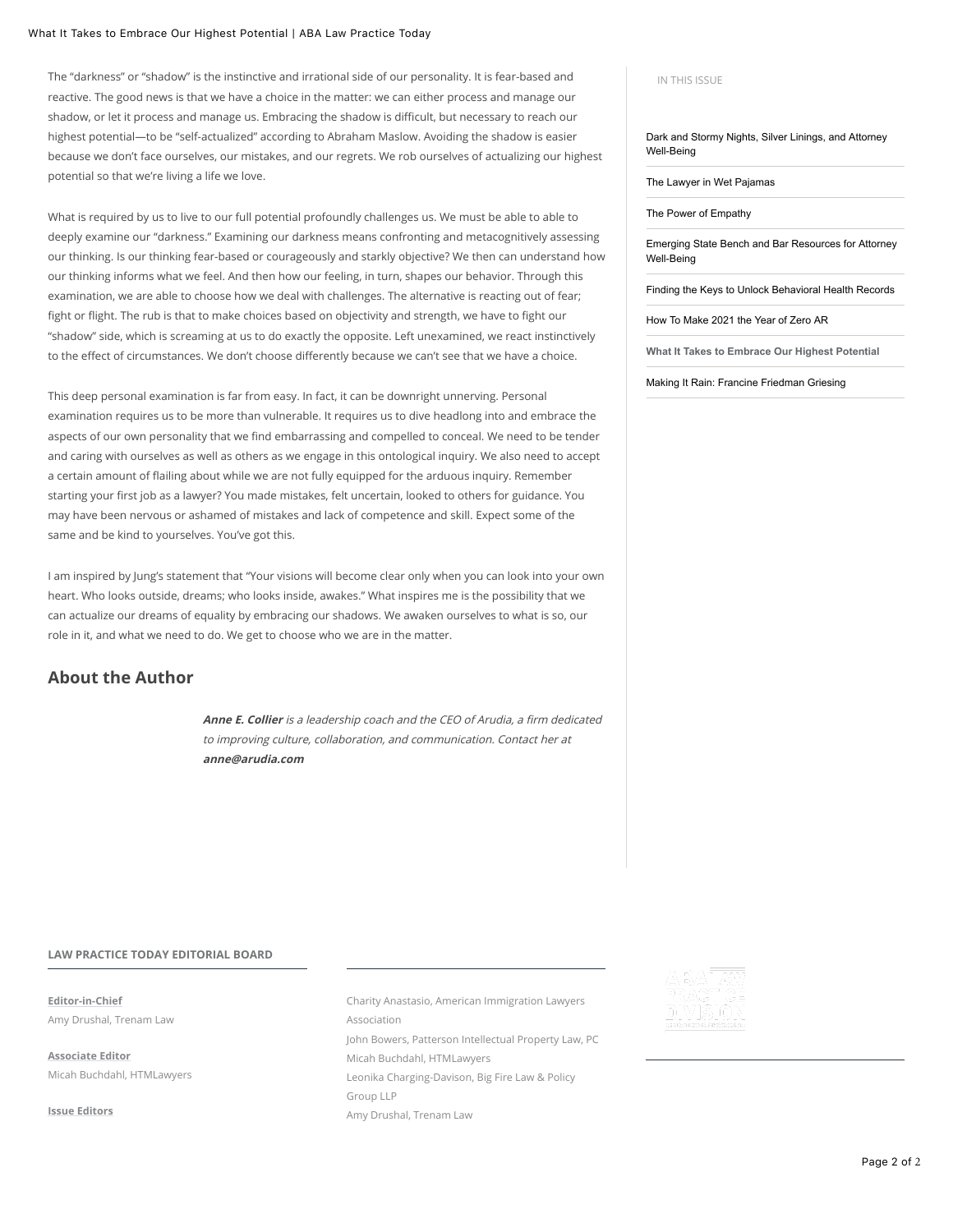The "darkness" or "shadow" is the instinctive and irrational side of our personality. It is fear-based and reactive. The good news is that we have a choice in the matter: we can either process and manage our shadow, or let it process and manage us. Embracing the shadow is difficult, but necessary to reach our highest potential—to be "self-actualized" according to Abraham Maslow. Avoiding the shadow is easier because we don't face ourselves, our mistakes, and our regrets. We rob ourselves of actualizing our highest potential so that we're living a life we love.

What is required by us to live to our full potential profoundly challenges us. We must be able to able to deeply examine our "darkness." Examining our darkness means confronting and metacognitively assessing our thinking. Is our thinking fear-based or courageously and starkly objective? We then can understand how our thinking informs what we feel. And then how our feeling, in turn, shapes our behavior. Through this examination, we are able to choose how we deal with challenges. The alternative is reacting out of fear; fight or flight. The rub is that to make choices based on objectivity and strength, we have to fight our "shadow" side, which is screaming at us to do exactly the opposite. Left unexamined, we react instinctively to the effect of circumstances. We don't choose differently because we can't see that we have a choice.

This deep personal examination is far from easy. In fact, it can be downright unnerving. Personal examination requires us to be more than vulnerable. It requires us to dive headlong into and embrace the aspects of our own personality that we find embarrassing and compelled to conceal. We need to be tender and caring with ourselves as well as others as we engage in this ontological inquiry. We also need to accept a certain amount of flailing about while we are not fully equipped for the arduous inquiry. Remember starting your first job as a lawyer? You made mistakes, felt uncertain, looked to others for guidance. You may have been nervous or ashamed of mistakes and lack of competence and skill. Expect some of the same and be kind to yourselves. You've got this.

I am inspired by Jung's statement that "Your visions will become clear only when you can look into your own heart. Who looks outside, dreams; who looks inside, awakes." What inspires me is the possibility that we can actualize our dreams of equality by embracing our shadows. We awaken ourselves to what is so, our role in it, and what we need to do. We get to choose who we are in the matter.

## About the Author

***Anne E. Collier*** *is a leadership coach and the CEO of Arudia, a firm dedicated to improving culture, collaboration, and communication. Contact her at* ***anne@arudia.com***

IN THIS ISSUE

- Dark and Stormy Nights, Silver Linings, and Attorney Well-Being
- The Lawyer in Wet Pajamas
- The Power of Empathy
- Emerging State Bench and Bar Resources for Attorney Well-Being
- Finding the Keys to Unlock Behavioral Health Records
- How To Make 2021 the Year of Zero AR
- **What It Takes to Embrace Our Highest Potential**
- Making It Rain: Francine Friedman Griesing

**LAW PRACTICE TODAY EDITORIAL BOARD**

**Editor-in-Chief**
Amy Drushal, Trenam Law

**Associate Editor**
Micah Buchdahl, HTMLawyers

**Issue Editors**

Charity Anastasio, American Immigration Lawyers Association
John Bowers, Patterson Intellectual Property Law, PC
Micah Buchdahl, HTMLawyers
Leonika Charging-Davison, Big Fire Law & Policy Group LLP
Amy Drushal, Trenam Law